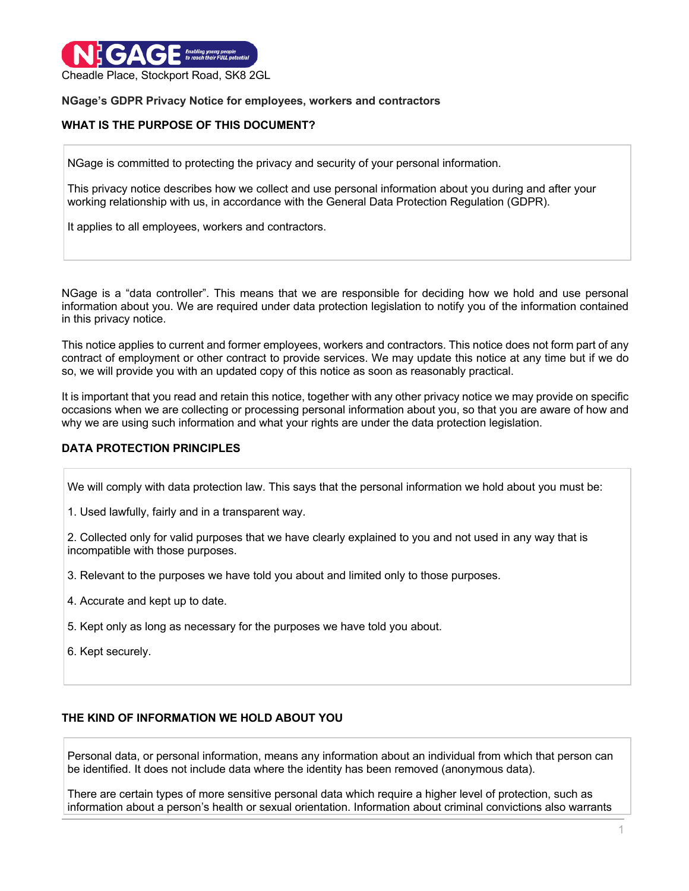Cheadle Place, Stockport Road, SK8 2GL

**NGage's GDPR Privacy Notice for employees, workers and contractors**

**WHAT IS THE PURPOSE OF THIS DOCUMENT?**

NGage is committed to protecting the privacy and security of your personal information.

This privacy notice describes how we collect and use personal information about you during and after your working relationship with us, in accordance with the General Data Protection Regulation (GDPR).

It applies to all employees, workers and contractors.

NGage is a "data controller". This means that we are responsible for deciding how we hold and use personal information about you. We are required under data protection legislation to notify you of the information contained in this privacy notice.

This notice applies to current and former employees, workers and contractors. This notice does not form part of any contract of employment or other contract to provide services. We may update this notice at any time but if we do so, we will provide you with an updated copy of this notice as soon as reasonably practical.

It is important that you read and retain this notice, together with any other privacy notice we may provide on specific occasions when we are collecting or processing personal information about you, so that you are aware of how and why we are using such information and what your rights are under the data protection legislation.

**DATA PROTECTION PRINCIPLES**

We will comply with data protection law. This says that the personal information we hold about you must be:

1. Used lawfully, fairly and in a transparent way.

2. Collected only for valid purposes that we have clearly explained to you and not used in any way that is incompatible with those purposes.

3. Relevant to the purposes we have told you about and limited only to those purposes.

4. Accurate and kept up to date.

5. Kept only as long as necessary for the purposes we have told you about.

6. Kept securely.

**THE KIND OF INFORMATION WE HOLD ABOUT YOU**

Personal data, or personal information, means any information about an individual from which that person can be identified. It does not include data where the identity has been removed (anonymous data).

There are certain types of more sensitive personal data which require a higher level of protection, such as information about a person's health or sexual orientation. Information about criminal convictions also warrants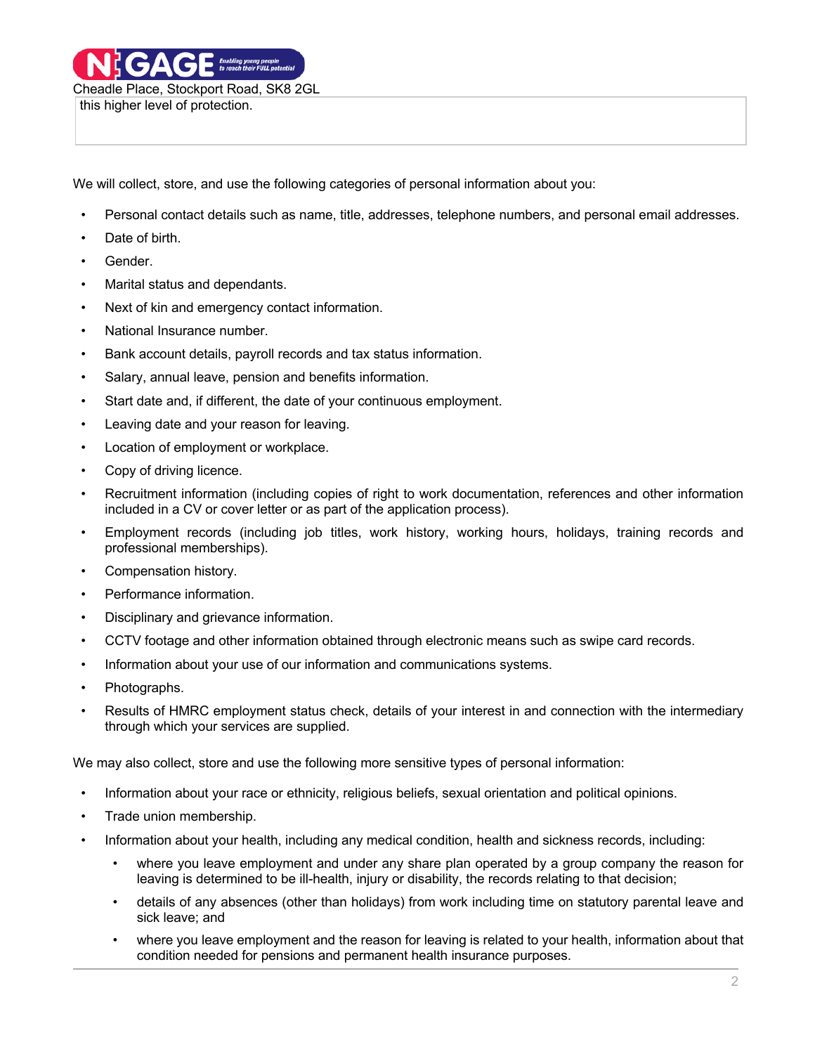this higher level of protection.

We will collect, store, and use the following categories of personal information about you:

- Personal contact details such as name, title, addresses, telephone numbers, and personal email addresses.
- Date of birth.
- Gender.
- Marital status and dependants.
- Next of kin and emergency contact information.
- National Insurance number.
- Bank account details, payroll records and tax status information.
- Salary, annual leave, pension and benefits information.
- Start date and, if different, the date of your continuous employment.
- Leaving date and your reason for leaving.
- Location of employment or workplace.
- Copy of driving licence.
- Recruitment information (including copies of right to work documentation, references and other information included in a CV or cover letter or as part of the application process).
- Employment records (including job titles, work history, working hours, holidays, training records and professional memberships).
- Compensation history.
- Performance information.
- Disciplinary and grievance information.
- CCTV footage and other information obtained through electronic means such as swipe card records.
- Information about your use of our information and communications systems.
- Photographs.
- Results of HMRC employment status check, details of your interest in and connection with the intermediary through which your services are supplied.

We may also collect, store and use the following more sensitive types of personal information:

- Information about your race or ethnicity, religious beliefs, sexual orientation and political opinions.
- Trade union membership.
- Information about your health, including any medical condition, health and sickness records, including:
  - where you leave employment and under any share plan operated by a group company the reason for leaving is determined to be ill-health, injury or disability, the records relating to that decision;
  - details of any absences (other than holidays) from work including time on statutory parental leave and sick leave; and
  - where you leave employment and the reason for leaving is related to your health, information about that condition needed for pensions and permanent health insurance purposes.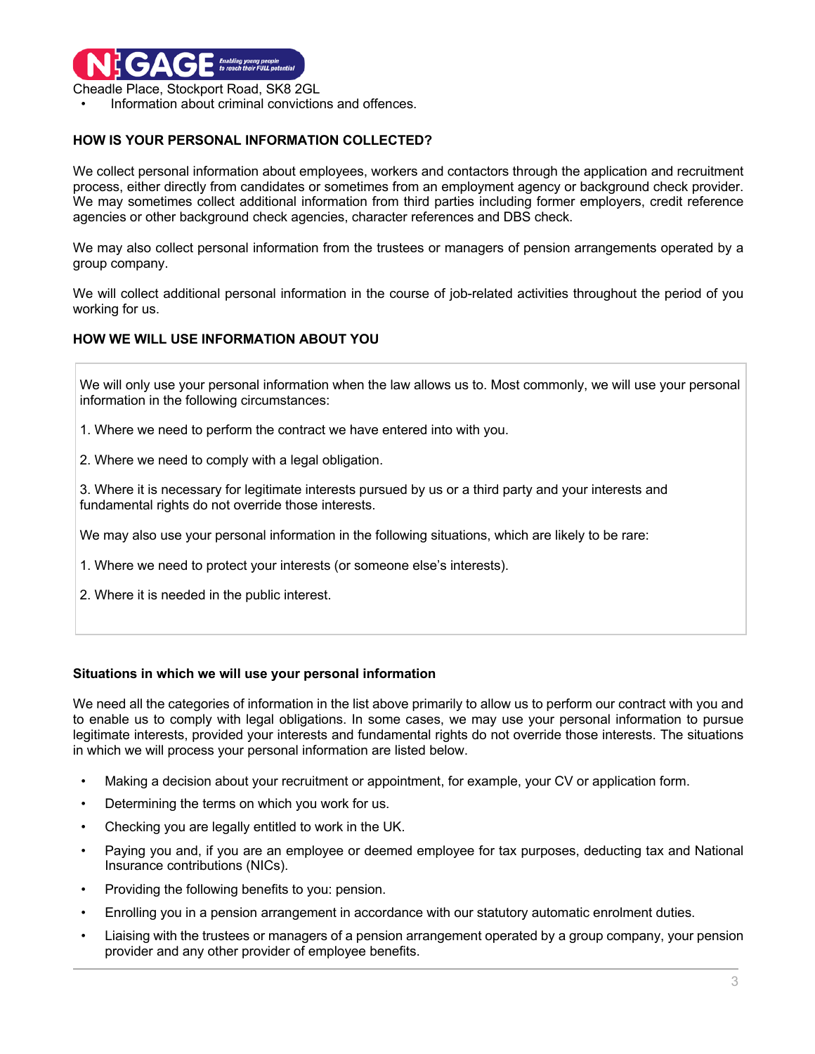- Information about criminal convictions and offences.

**HOW IS YOUR PERSONAL INFORMATION COLLECTED?**

We collect personal information about employees, workers and contactors through the application and recruitment process, either directly from candidates or sometimes from an employment agency or background check provider. We may sometimes collect additional information from third parties including former employers, credit reference agencies or other background check agencies, character references and DBS check.

We may also collect personal information from the trustees or managers of pension arrangements operated by a group company.

We will collect additional personal information in the course of job-related activities throughout the period of you working for us.

**HOW WE WILL USE INFORMATION ABOUT YOU**

We will only use your personal information when the law allows us to. Most commonly, we will use your personal information in the following circumstances:

1. Where we need to perform the contract we have entered into with you.
2. Where we need to comply with a legal obligation.
3. Where it is necessary for legitimate interests pursued by us or a third party and your interests and fundamental rights do not override those interests.

We may also use your personal information in the following situations, which are likely to be rare:

1. Where we need to protect your interests (or someone else's interests).
2. Where it is needed in the public interest.

**Situations in which we will use your personal information**

We need all the categories of information in the list above primarily to allow us to perform our contract with you and to enable us to comply with legal obligations. In some cases, we may use your personal information to pursue legitimate interests, provided your interests and fundamental rights do not override those interests. The situations in which we will process your personal information are listed below.

- Making a decision about your recruitment or appointment, for example, your CV or application form.
- Determining the terms on which you work for us.
- Checking you are legally entitled to work in the UK.
- Paying you and, if you are an employee or deemed employee for tax purposes, deducting tax and National Insurance contributions (NICs).
- Providing the following benefits to you: pension.
- Enrolling you in a pension arrangement in accordance with our statutory automatic enrolment duties.
- Liaising with the trustees or managers of a pension arrangement operated by a group company, your pension provider and any other provider of employee benefits.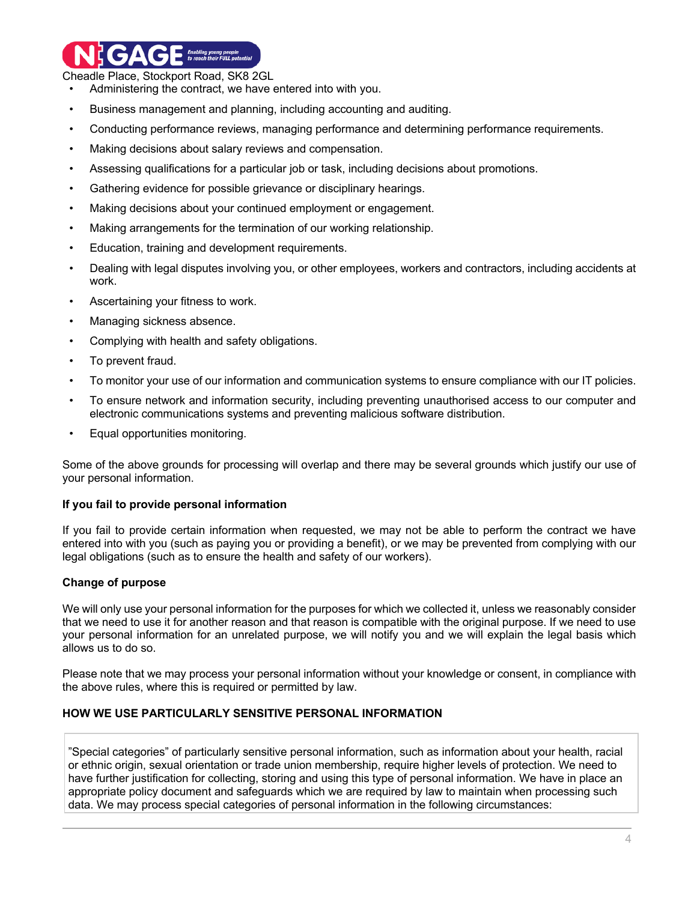- Administering the contract, we have entered into with you.
- Business management and planning, including accounting and auditing.
- Conducting performance reviews, managing performance and determining performance requirements.
- Making decisions about salary reviews and compensation.
- Assessing qualifications for a particular job or task, including decisions about promotions.
- Gathering evidence for possible grievance or disciplinary hearings.
- Making decisions about your continued employment or engagement.
- Making arrangements for the termination of our working relationship.
- Education, training and development requirements.
- Dealing with legal disputes involving you, or other employees, workers and contractors, including accidents at work.
- Ascertaining your fitness to work.
- Managing sickness absence.
- Complying with health and safety obligations.
- To prevent fraud.
- To monitor your use of our information and communication systems to ensure compliance with our IT policies.
- To ensure network and information security, including preventing unauthorised access to our computer and electronic communications systems and preventing malicious software distribution.
- Equal opportunities monitoring.

Some of the above grounds for processing will overlap and there may be several grounds which justify our use of your personal information.

**If you fail to provide personal information**

If you fail to provide certain information when requested, we may not be able to perform the contract we have entered into with you (such as paying you or providing a benefit), or we may be prevented from complying with our legal obligations (such as to ensure the health and safety of our workers).

**Change of purpose**

We will only use your personal information for the purposes for which we collected it, unless we reasonably consider that we need to use it for another reason and that reason is compatible with the original purpose. If we need to use your personal information for an unrelated purpose, we will notify you and we will explain the legal basis which allows us to do so.

Please note that we may process your personal information without your knowledge or consent, in compliance with the above rules, where this is required or permitted by law.

**HOW WE USE PARTICULARLY SENSITIVE PERSONAL INFORMATION**

"Special categories" of particularly sensitive personal information, such as information about your health, racial or ethnic origin, sexual orientation or trade union membership, require higher levels of protection. We need to have further justification for collecting, storing and using this type of personal information. We have in place an appropriate policy document and safeguards which we are required by law to maintain when processing such data. We may process special categories of personal information in the following circumstances: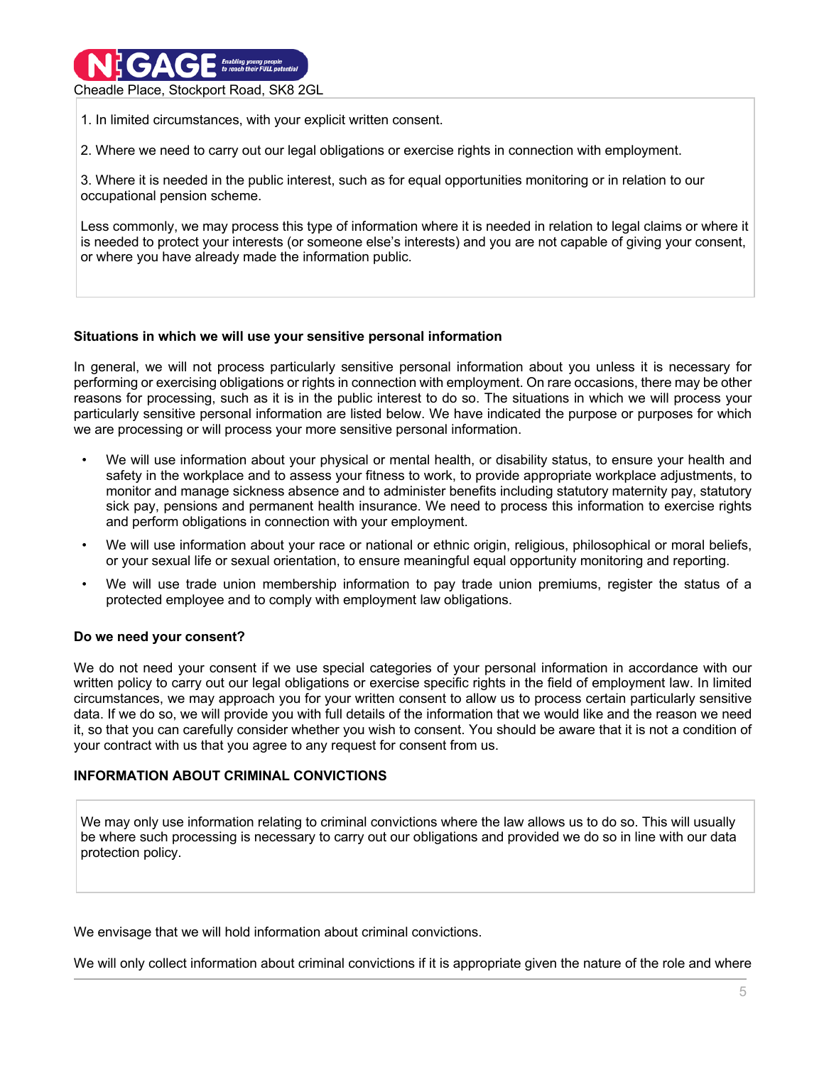1. In limited circumstances, with your explicit written consent.

2. Where we need to carry out our legal obligations or exercise rights in connection with employment.

3. Where it is needed in the public interest, such as for equal opportunities monitoring or in relation to our occupational pension scheme.

Less commonly, we may process this type of information where it is needed in relation to legal claims or where it is needed to protect your interests (or someone else's interests) and you are not capable of giving your consent, or where you have already made the information public.

**Situations in which we will use your sensitive personal information**

In general, we will not process particularly sensitive personal information about you unless it is necessary for performing or exercising obligations or rights in connection with employment. On rare occasions, there may be other reasons for processing, such as it is in the public interest to do so. The situations in which we will process your particularly sensitive personal information are listed below. We have indicated the purpose or purposes for which we are processing or will process your more sensitive personal information.

- We will use information about your physical or mental health, or disability status, to ensure your health and safety in the workplace and to assess your fitness to work, to provide appropriate workplace adjustments, to monitor and manage sickness absence and to administer benefits including statutory maternity pay, statutory sick pay, pensions and permanent health insurance. We need to process this information to exercise rights and perform obligations in connection with your employment.
- We will use information about your race or national or ethnic origin, religious, philosophical or moral beliefs, or your sexual life or sexual orientation, to ensure meaningful equal opportunity monitoring and reporting.
- We will use trade union membership information to pay trade union premiums, register the status of a protected employee and to comply with employment law obligations.

**Do we need your consent?**

We do not need your consent if we use special categories of your personal information in accordance with our written policy to carry out our legal obligations or exercise specific rights in the field of employment law. In limited circumstances, we may approach you for your written consent to allow us to process certain particularly sensitive data. If we do so, we will provide you with full details of the information that we would like and the reason we need it, so that you can carefully consider whether you wish to consent. You should be aware that it is not a condition of your contract with us that you agree to any request for consent from us.

**INFORMATION ABOUT CRIMINAL CONVICTIONS**

We may only use information relating to criminal convictions where the law allows us to do so. This will usually be where such processing is necessary to carry out our obligations and provided we do so in line with our data protection policy.

We envisage that we will hold information about criminal convictions.

We will only collect information about criminal convictions if it is appropriate given the nature of the role and where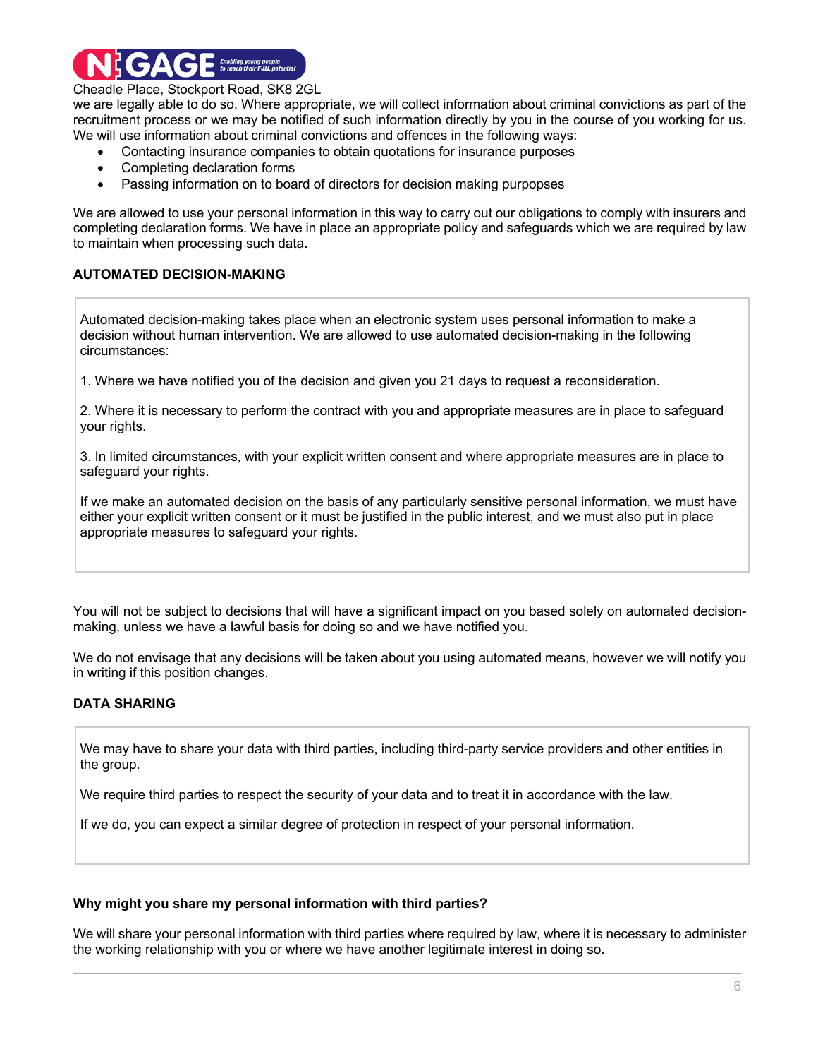we are legally able to do so. Where appropriate, we will collect information about criminal convictions as part of the recruitment process or we may be notified of such information directly by you in the course of you working for us. We will use information about criminal convictions and offences in the following ways:

- Contacting insurance companies to obtain quotations for insurance purposes
- Completing declaration forms
- Passing information on to board of directors for decision making purpopses

We are allowed to use your personal information in this way to carry out our obligations to comply with insurers and completing declaration forms. We have in place an appropriate policy and safeguards which we are required by law to maintain when processing such data.

**AUTOMATED DECISION-MAKING**

Automated decision-making takes place when an electronic system uses personal information to make a decision without human intervention. We are allowed to use automated decision-making in the following circumstances:

1. Where we have notified you of the decision and given you 21 days to request a reconsideration.

2. Where it is necessary to perform the contract with you and appropriate measures are in place to safeguard your rights.

3. In limited circumstances, with your explicit written consent and where appropriate measures are in place to safeguard your rights.

If we make an automated decision on the basis of any particularly sensitive personal information, we must have either your explicit written consent or it must be justified in the public interest, and we must also put in place appropriate measures to safeguard your rights.

You will not be subject to decisions that will have a significant impact on you based solely on automated decision-making, unless we have a lawful basis for doing so and we have notified you.

We do not envisage that any decisions will be taken about you using automated means, however we will notify you in writing if this position changes.

**DATA SHARING**

We may have to share your data with third parties, including third-party service providers and other entities in the group.

We require third parties to respect the security of your data and to treat it in accordance with the law.

If we do, you can expect a similar degree of protection in respect of your personal information.

**Why might you share my personal information with third parties?**

We will share your personal information with third parties where required by law, where it is necessary to administer the working relationship with you or where we have another legitimate interest in doing so.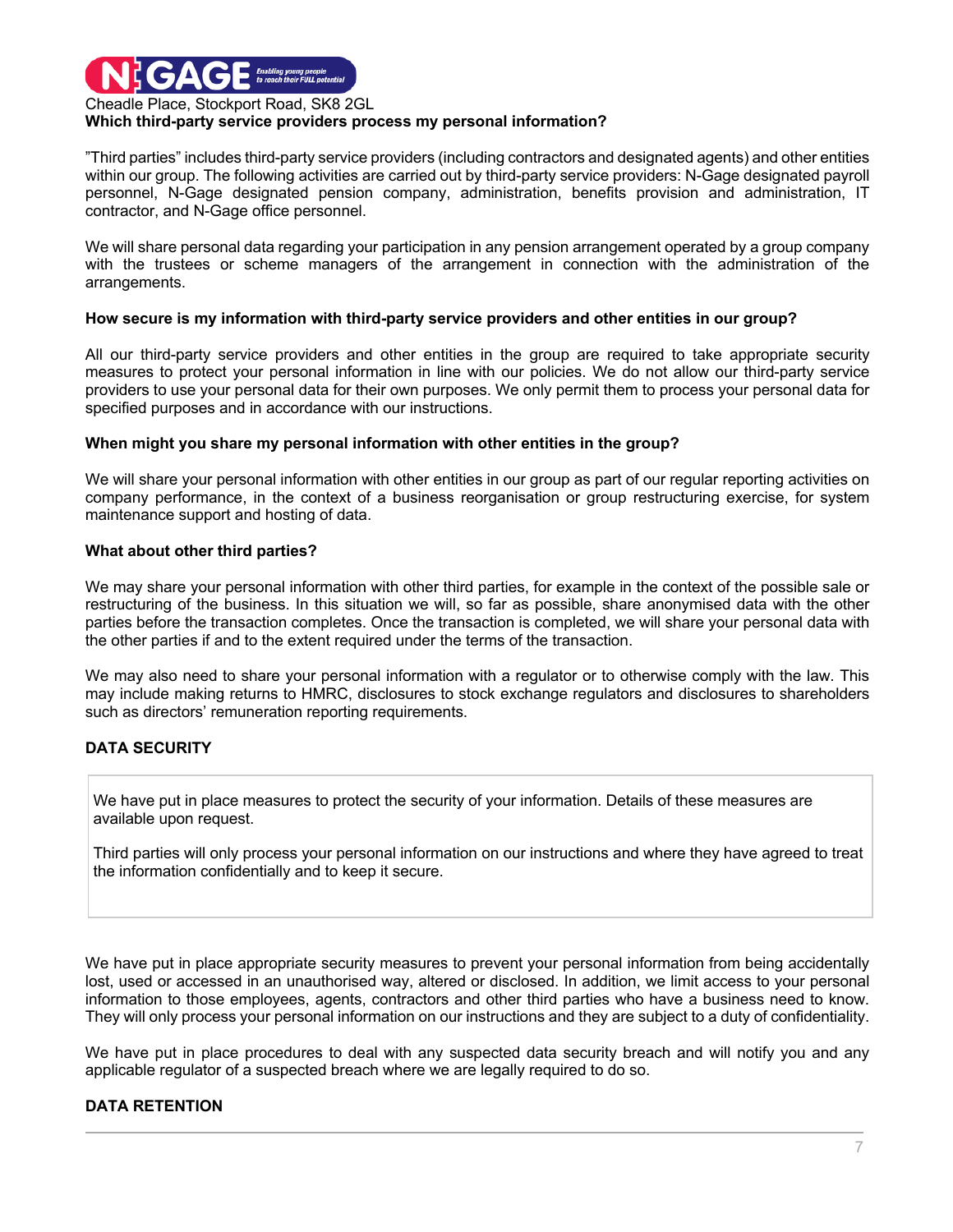Cheadle Place, Stockport Road, SK8 2GL

**Which third-party service providers process my personal information?**

"Third parties" includes third-party service providers (including contractors and designated agents) and other entities within our group. The following activities are carried out by third-party service providers: N-Gage designated payroll personnel, N-Gage designated pension company, administration, benefits provision and administration, IT contractor, and N-Gage office personnel.

We will share personal data regarding your participation in any pension arrangement operated by a group company with the trustees or scheme managers of the arrangement in connection with the administration of the arrangements.

**How secure is my information with third-party service providers and other entities in our group?**

All our third-party service providers and other entities in the group are required to take appropriate security measures to protect your personal information in line with our policies. We do not allow our third-party service providers to use your personal data for their own purposes. We only permit them to process your personal data for specified purposes and in accordance with our instructions.

**When might you share my personal information with other entities in the group?**

We will share your personal information with other entities in our group as part of our regular reporting activities on company performance, in the context of a business reorganisation or group restructuring exercise, for system maintenance support and hosting of data.

**What about other third parties?**

We may share your personal information with other third parties, for example in the context of the possible sale or restructuring of the business. In this situation we will, so far as possible, share anonymised data with the other parties before the transaction completes. Once the transaction is completed, we will share your personal data with the other parties if and to the extent required under the terms of the transaction.

We may also need to share your personal information with a regulator or to otherwise comply with the law. This may include making returns to HMRC, disclosures to stock exchange regulators and disclosures to shareholders such as directors' remuneration reporting requirements.

## DATA SECURITY

We have put in place measures to protect the security of your information. Details of these measures are available upon request.

Third parties will only process your personal information on our instructions and where they have agreed to treat the information confidentially and to keep it secure.

We have put in place appropriate security measures to prevent your personal information from being accidentally lost, used or accessed in an unauthorised way, altered or disclosed. In addition, we limit access to your personal information to those employees, agents, contractors and other third parties who have a business need to know. They will only process your personal information on our instructions and they are subject to a duty of confidentiality.

We have put in place procedures to deal with any suspected data security breach and will notify you and any applicable regulator of a suspected breach where we are legally required to do so.

## DATA RETENTION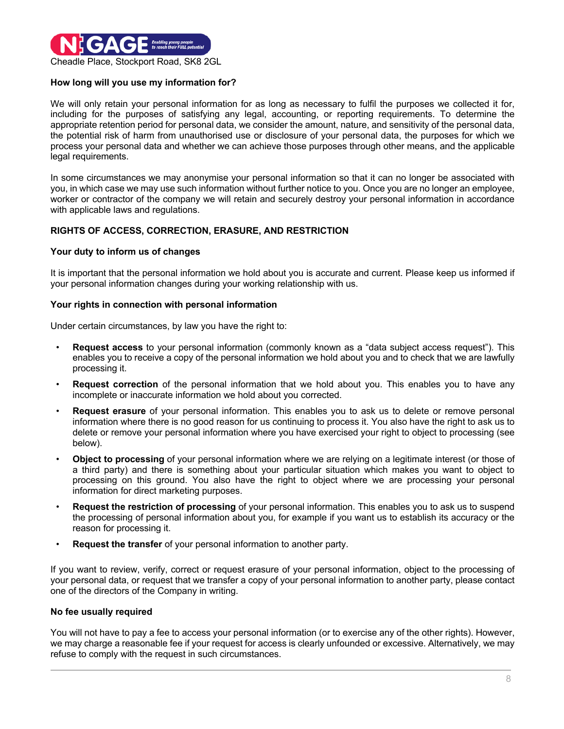Cheadle Place, Stockport Road, SK8 2GL

**How long will you use my information for?**

We will only retain your personal information for as long as necessary to fulfil the purposes we collected it for, including for the purposes of satisfying any legal, accounting, or reporting requirements. To determine the appropriate retention period for personal data, we consider the amount, nature, and sensitivity of the personal data, the potential risk of harm from unauthorised use or disclosure of your personal data, the purposes for which we process your personal data and whether we can achieve those purposes through other means, and the applicable legal requirements.

In some circumstances we may anonymise your personal information so that it can no longer be associated with you, in which case we may use such information without further notice to you. Once you are no longer an employee, worker or contractor of the company we will retain and securely destroy your personal information in accordance with applicable laws and regulations.

## RIGHTS OF ACCESS, CORRECTION, ERASURE, AND RESTRICTION

**Your duty to inform us of changes**

It is important that the personal information we hold about you is accurate and current. Please keep us informed if your personal information changes during your working relationship with us.

**Your rights in connection with personal information**

Under certain circumstances, by law you have the right to:

- **Request access** to your personal information (commonly known as a "data subject access request"). This enables you to receive a copy of the personal information we hold about you and to check that we are lawfully processing it.
- **Request correction** of the personal information that we hold about you. This enables you to have any incomplete or inaccurate information we hold about you corrected.
- **Request erasure** of your personal information. This enables you to ask us to delete or remove personal information where there is no good reason for us continuing to process it. You also have the right to ask us to delete or remove your personal information where you have exercised your right to object to processing (see below).
- **Object to processing** of your personal information where we are relying on a legitimate interest (or those of a third party) and there is something about your particular situation which makes you want to object to processing on this ground. You also have the right to object where we are processing your personal information for direct marketing purposes.
- **Request the restriction of processing** of your personal information. This enables you to ask us to suspend the processing of personal information about you, for example if you want us to establish its accuracy or the reason for processing it.
- **Request the transfer** of your personal information to another party.

If you want to review, verify, correct or request erasure of your personal information, object to the processing of your personal data, or request that we transfer a copy of your personal information to another party, please contact one of the directors of the Company in writing.

**No fee usually required**

You will not have to pay a fee to access your personal information (or to exercise any of the other rights). However, we may charge a reasonable fee if your request for access is clearly unfounded or excessive. Alternatively, we may refuse to comply with the request in such circumstances.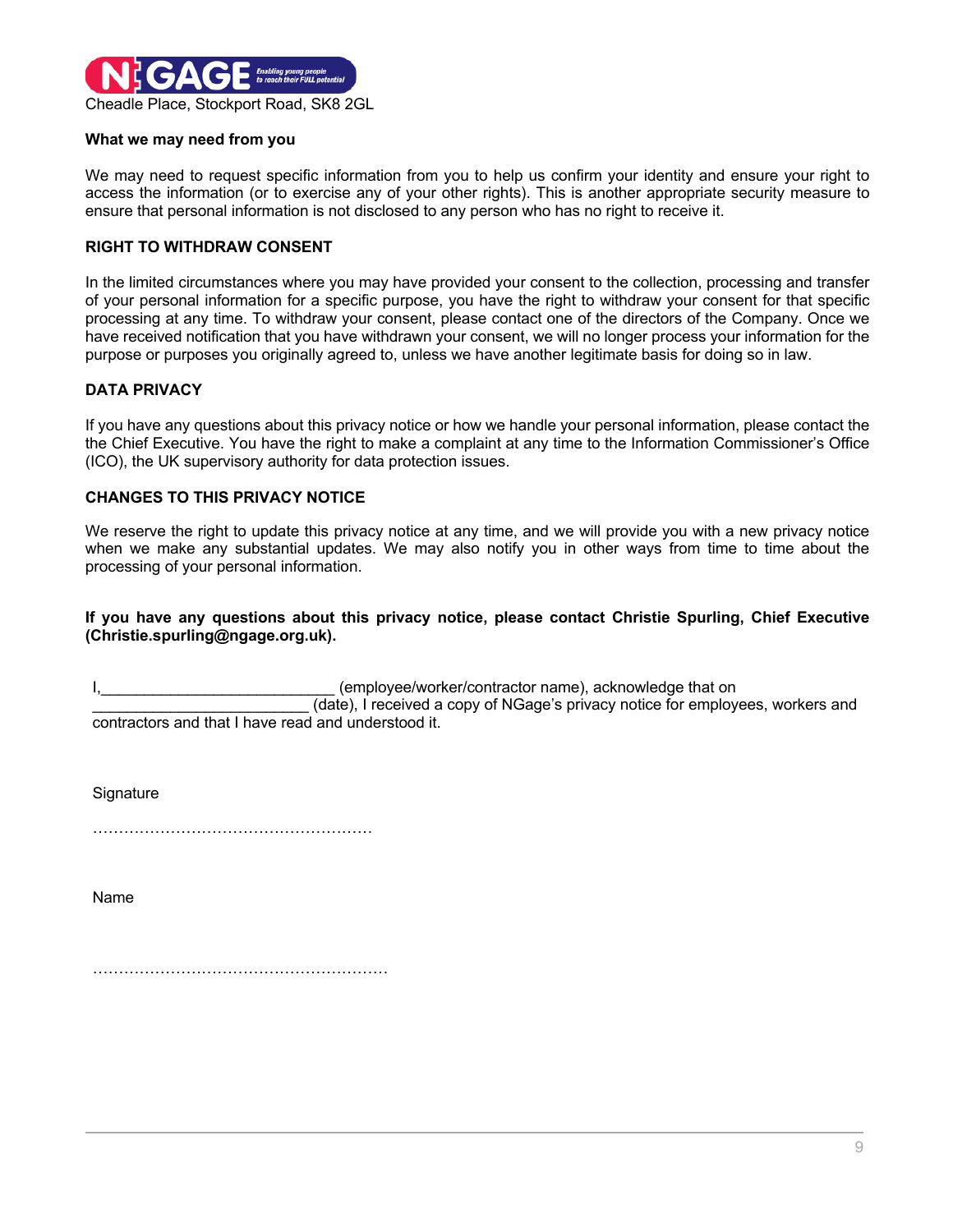Cheadle Place, Stockport Road, SK8 2GL

**What we may need from you**

We may need to request specific information from you to help us confirm your identity and ensure your right to access the information (or to exercise any of your other rights). This is another appropriate security measure to ensure that personal information is not disclosed to any person who has no right to receive it.

**RIGHT TO WITHDRAW CONSENT**

In the limited circumstances where you may have provided your consent to the collection, processing and transfer of your personal information for a specific purpose, you have the right to withdraw your consent for that specific processing at any time. To withdraw your consent, please contact one of the directors of the Company. Once we have received notification that you have withdrawn your consent, we will no longer process your information for the purpose or purposes you originally agreed to, unless we have another legitimate basis for doing so in law.

**DATA PRIVACY**

If you have any questions about this privacy notice or how we handle your personal information, please contact the the Chief Executive. You have the right to make a complaint at any time to the Information Commissioner's Office (ICO), the UK supervisory authority for data protection issues.

**CHANGES TO THIS PRIVACY NOTICE**

We reserve the right to update this privacy notice at any time, and we will provide you with a new privacy notice when we make any substantial updates. We may also notify you in other ways from time to time about the processing of your personal information.

**If you have any questions about this privacy notice, please contact Christie Spurling, Chief Executive (Christie.spurling@ngage.org.uk).**

I,___________________________ (employee/worker/contractor name), acknowledge that on _________________________ (date), I received a copy of NGage's privacy notice for employees, workers and contractors and that I have read and understood it.

Signature

……………………………………………

Name

………………………………………………